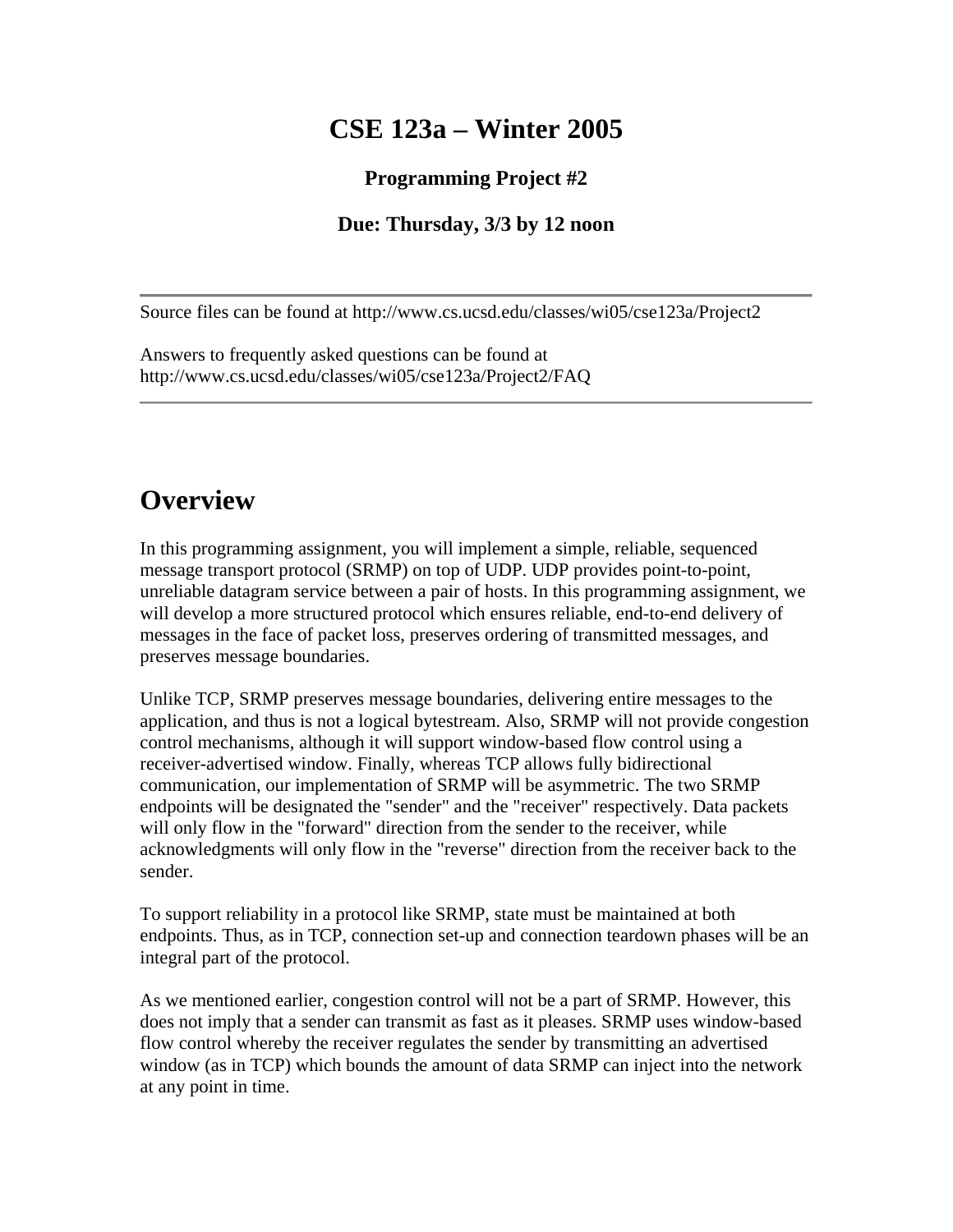# CSE 123a – Winter 2005

### Programming Project #2

### Due: Thursday, 3/3 by 12 noon

---

Source files can be found at http://www.cs.ucsd.edu/classes/wi05/cse123a/Project2

Answers to frequently asked questions can be found at http://www.cs.ucsd.edu/classes/wi05/cse123a/Project2/FAQ

---

## Overview

In this programming assignment, you will implement a simple, reliable, sequenced message transport protocol (SRMP) on top of UDP. UDP provides point-to-point, unreliable datagram service between a pair of hosts. In this programming assignment, we will develop a more structured protocol which ensures reliable, end-to-end delivery of messages in the face of packet loss, preserves ordering of transmitted messages, and preserves message boundaries.

Unlike TCP, SRMP preserves message boundaries, delivering entire messages to the application, and thus is not a logical bytestream. Also, SRMP will not provide congestion control mechanisms, although it will support window-based flow control using a receiver-advertised window. Finally, whereas TCP allows fully bidirectional communication, our implementation of SRMP will be asymmetric. The two SRMP endpoints will be designated the "sender" and the "receiver" respectively. Data packets will only flow in the "forward" direction from the sender to the receiver, while acknowledgments will only flow in the "reverse" direction from the receiver back to the sender.

To support reliability in a protocol like SRMP, state must be maintained at both endpoints. Thus, as in TCP, connection set-up and connection teardown phases will be an integral part of the protocol.

As we mentioned earlier, congestion control will not be a part of SRMP. However, this does not imply that a sender can transmit as fast as it pleases. SRMP uses window-based flow control whereby the receiver regulates the sender by transmitting an advertised window (as in TCP) which bounds the amount of data SRMP can inject into the network at any point in time.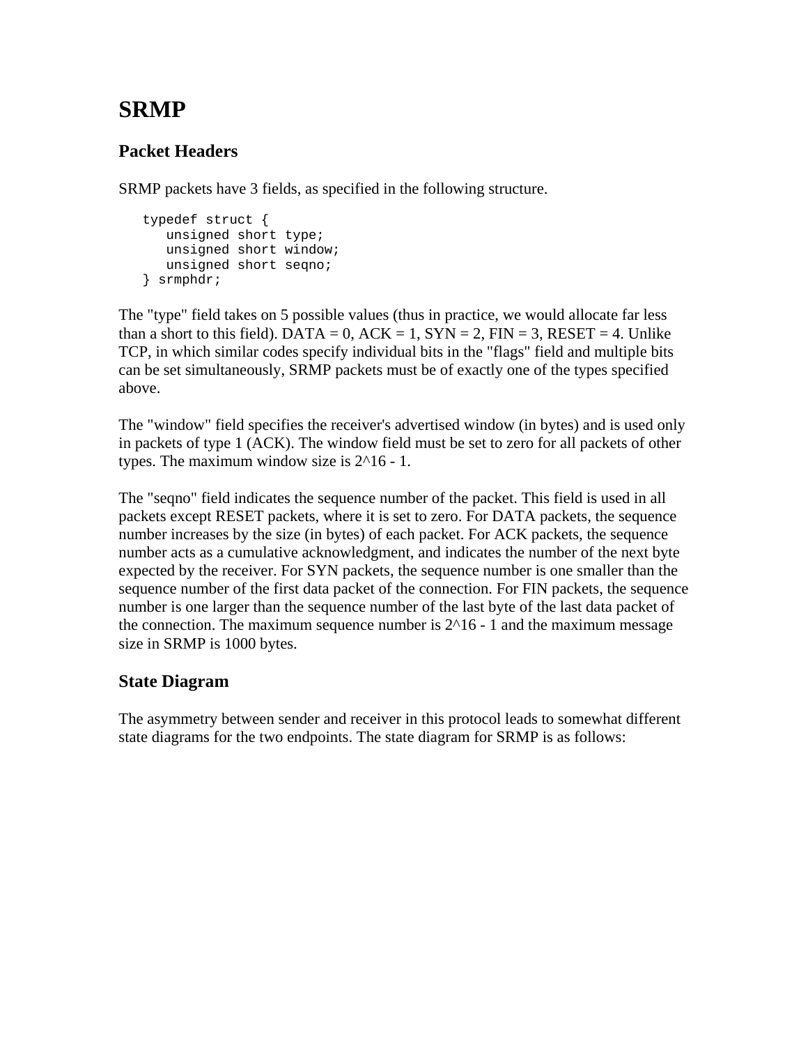# SRMP

## Packet Headers

SRMP packets have 3 fields, as specified in the following structure.

```
typedef struct {
   unsigned short type;
   unsigned short window;
   unsigned short seqno;
} srmphdr;
```

The "type" field takes on 5 possible values (thus in practice, we would allocate far less than a short to this field). DATA = 0, ACK = 1, SYN = 2, FIN = 3, RESET = 4. Unlike TCP, in which similar codes specify individual bits in the "flags" field and multiple bits can be set simultaneously, SRMP packets must be of exactly one of the types specified above.

The "window" field specifies the receiver's advertised window (in bytes) and is used only in packets of type 1 (ACK). The window field must be set to zero for all packets of other types. The maximum window size is 2^16 - 1.

The "seqno" field indicates the sequence number of the packet. This field is used in all packets except RESET packets, where it is set to zero. For DATA packets, the sequence number increases by the size (in bytes) of each packet. For ACK packets, the sequence number acts as a cumulative acknowledgment, and indicates the number of the next byte expected by the receiver. For SYN packets, the sequence number is one smaller than the sequence number of the first data packet of the connection. For FIN packets, the sequence number is one larger than the sequence number of the last byte of the last data packet of the connection. The maximum sequence number is 2^16 - 1 and the maximum message size in SRMP is 1000 bytes.

## State Diagram

The asymmetry between sender and receiver in this protocol leads to somewhat different state diagrams for the two endpoints. The state diagram for SRMP is as follows: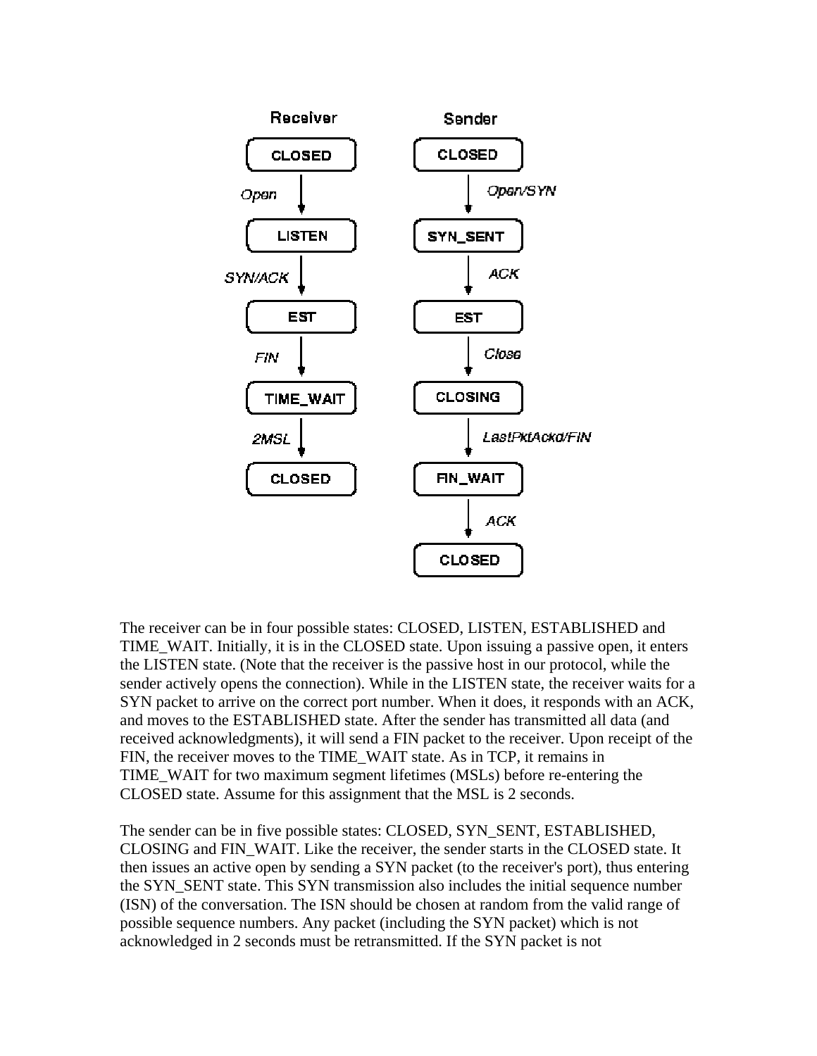| Receiver | | Sender | |
| --- | --- | --- | --- |
| CLOSED | | CLOSED | |
| | Open | | Open/SYN |
| LISTEN | | SYN_SENT | |
| | SYN/ACK | | ACK |
| EST | | EST | |
| | FIN | | Close |
| TIME_WAIT | | CLOSING | |
| | 2MSL | | LastPktAckd/FIN |
| CLOSED | | FIN_WAIT | |
| | | | ACK |
| | | CLOSED | |

The receiver can be in four possible states: CLOSED, LISTEN, ESTABLISHED and TIME_WAIT. Initially, it is in the CLOSED state. Upon issuing a passive open, it enters the LISTEN state. (Note that the receiver is the passive host in our protocol, while the sender actively opens the connection). While in the LISTEN state, the receiver waits for a SYN packet to arrive on the correct port number. When it does, it responds with an ACK, and moves to the ESTABLISHED state. After the sender has transmitted all data (and received acknowledgments), it will send a FIN packet to the receiver. Upon receipt of the FIN, the receiver moves to the TIME_WAIT state. As in TCP, it remains in TIME_WAIT for two maximum segment lifetimes (MSLs) before re-entering the CLOSED state. Assume for this assignment that the MSL is 2 seconds.

The sender can be in five possible states: CLOSED, SYN_SENT, ESTABLISHED, CLOSING and FIN_WAIT. Like the receiver, the sender starts in the CLOSED state. It then issues an active open by sending a SYN packet (to the receiver's port), thus entering the SYN_SENT state. This SYN transmission also includes the initial sequence number (ISN) of the conversation. The ISN should be chosen at random from the valid range of possible sequence numbers. Any packet (including the SYN packet) which is not acknowledged in 2 seconds must be retransmitted. If the SYN packet is not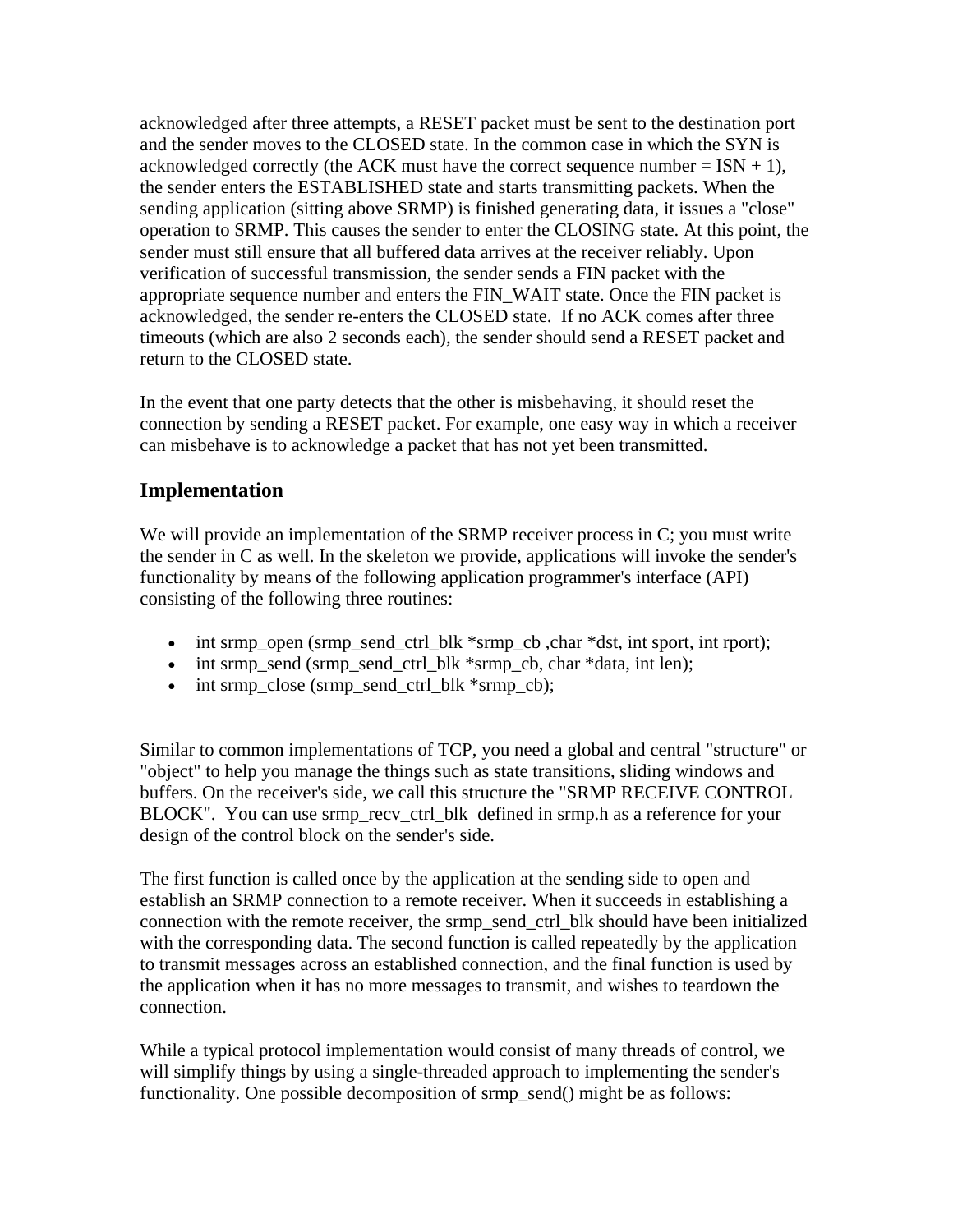acknowledged after three attempts, a RESET packet must be sent to the destination port and the sender moves to the CLOSED state. In the common case in which the SYN is acknowledged correctly (the ACK must have the correct sequence number = ISN + 1), the sender enters the ESTABLISHED state and starts transmitting packets. When the sending application (sitting above SRMP) is finished generating data, it issues a "close" operation to SRMP. This causes the sender to enter the CLOSING state. At this point, the sender must still ensure that all buffered data arrives at the receiver reliably. Upon verification of successful transmission, the sender sends a FIN packet with the appropriate sequence number and enters the FIN_WAIT state. Once the FIN packet is acknowledged, the sender re-enters the CLOSED state. If no ACK comes after three timeouts (which are also 2 seconds each), the sender should send a RESET packet and return to the CLOSED state.

In the event that one party detects that the other is misbehaving, it should reset the connection by sending a RESET packet. For example, one easy way in which a receiver can misbehave is to acknowledge a packet that has not yet been transmitted.

## Implementation

We will provide an implementation of the SRMP receiver process in C; you must write the sender in C as well. In the skeleton we provide, applications will invoke the sender's functionality by means of the following application programmer's interface (API) consisting of the following three routines:

- int srmp_open (srmp_send_ctrl_blk *srmp_cb ,char *dst, int sport, int rport);
- int srmp_send (srmp_send_ctrl_blk *srmp_cb, char *data, int len);
- int srmp_close (srmp_send_ctrl_blk *srmp_cb);

Similar to common implementations of TCP, you need a global and central "structure" or "object" to help you manage the things such as state transitions, sliding windows and buffers. On the receiver's side, we call this structure the "SRMP RECEIVE CONTROL BLOCK". You can use srmp_recv_ctrl_blk defined in srmp.h as a reference for your design of the control block on the sender's side.

The first function is called once by the application at the sending side to open and establish an SRMP connection to a remote receiver. When it succeeds in establishing a connection with the remote receiver, the srmp_send_ctrl_blk should have been initialized with the corresponding data. The second function is called repeatedly by the application to transmit messages across an established connection, and the final function is used by the application when it has no more messages to transmit, and wishes to teardown the connection.

While a typical protocol implementation would consist of many threads of control, we will simplify things by using a single-threaded approach to implementing the sender's functionality. One possible decomposition of srmp_send() might be as follows: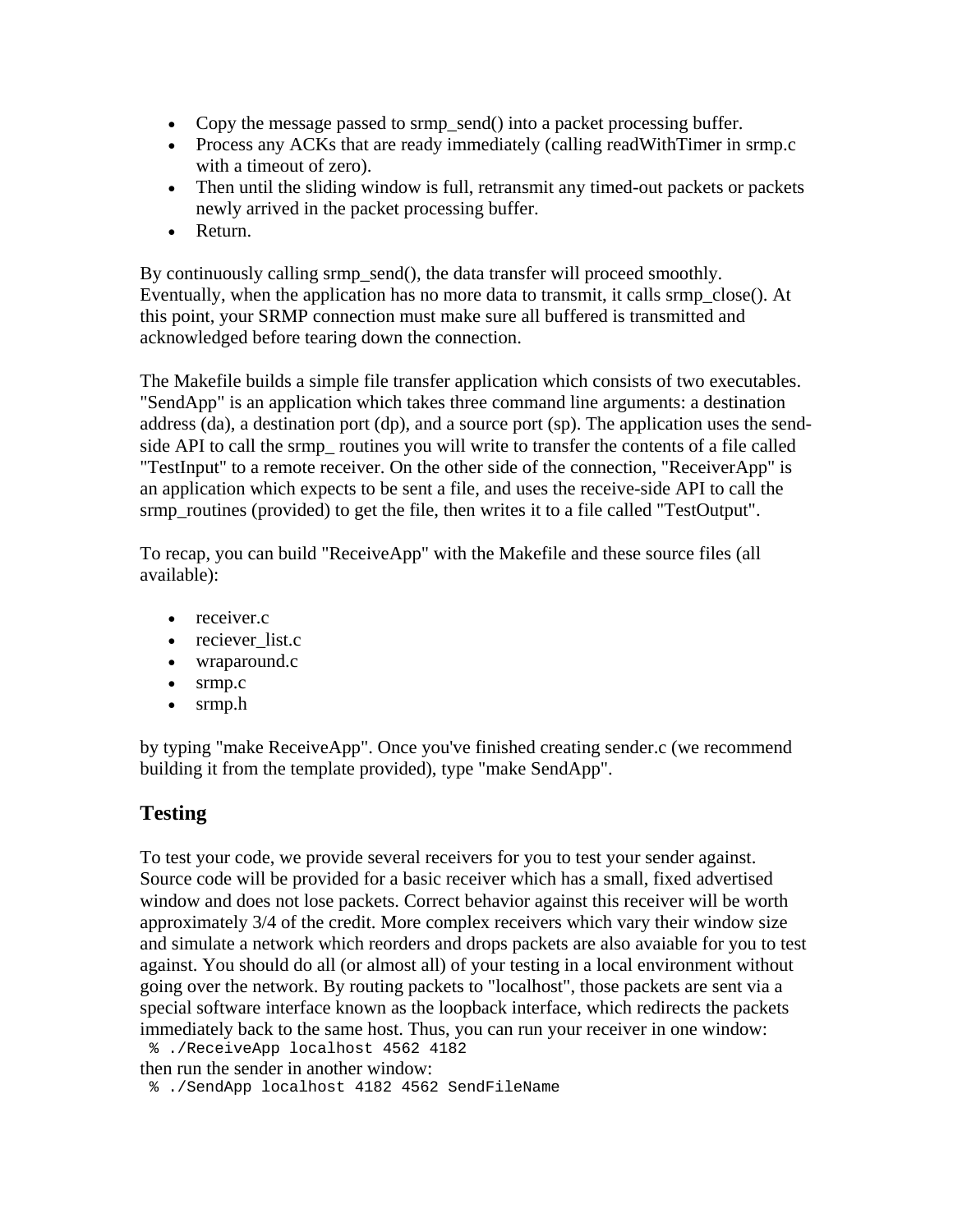- Copy the message passed to srmp_send() into a packet processing buffer.
- Process any ACKs that are ready immediately (calling readWithTimer in srmp.c with a timeout of zero).
- Then until the sliding window is full, retransmit any timed-out packets or packets newly arrived in the packet processing buffer.
- Return.

By continuously calling srmp_send(), the data transfer will proceed smoothly. Eventually, when the application has no more data to transmit, it calls srmp_close(). At this point, your SRMP connection must make sure all buffered is transmitted and acknowledged before tearing down the connection.

The Makefile builds a simple file transfer application which consists of two executables. "SendApp" is an application which takes three command line arguments: a destination address (da), a destination port (dp), and a source port (sp). The application uses the send-side API to call the srmp_ routines you will write to transfer the contents of a file called "TestInput" to a remote receiver. On the other side of the connection, "ReceiverApp" is an application which expects to be sent a file, and uses the receive-side API to call the srmp_routines (provided) to get the file, then writes it to a file called "TestOutput".

To recap, you can build "ReceiveApp" with the Makefile and these source files (all available):

- receiver.c
- reciever_list.c
- wraparound.c
- srmp.c
- srmp.h

by typing "make ReceiveApp". Once you've finished creating sender.c (we recommend building it from the template provided), type "make SendApp".

## Testing

To test your code, we provide several receivers for you to test your sender against. Source code will be provided for a basic receiver which has a small, fixed advertised window and does not lose packets. Correct behavior against this receiver will be worth approximately 3/4 of the credit. More complex receivers which vary their window size and simulate a network which reorders and drops packets are also avaiable for you to test against. You should do all (or almost all) of your testing in a local environment without going over the network. By routing packets to "localhost", those packets are sent via a special software interface known as the loopback interface, which redirects the packets immediately back to the same host. Thus, you can run your receiver in one window:

```
% ./ReceiveApp localhost 4562 4182
```

then run the sender in another window:

```
% ./SendApp localhost 4182 4562 SendFileName
```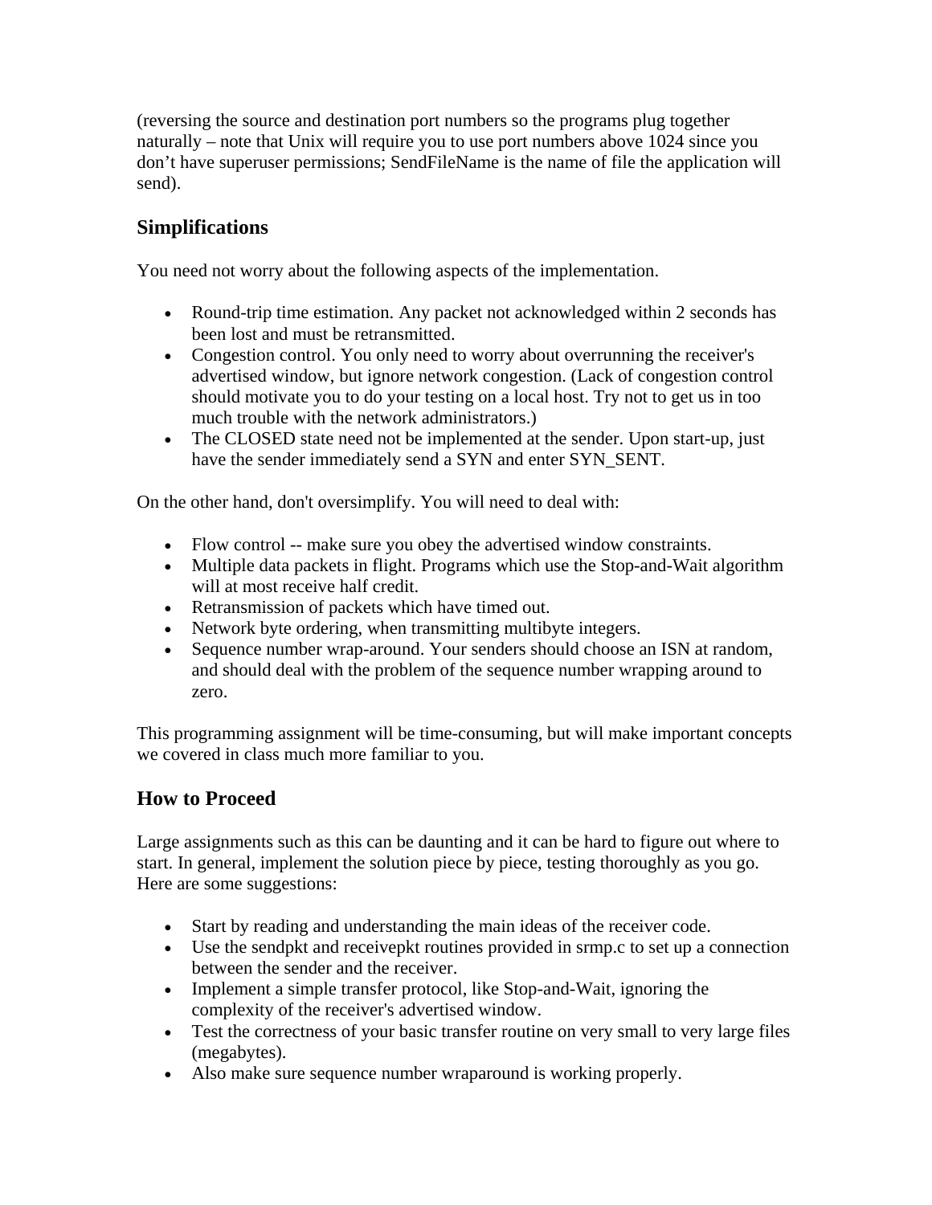(reversing the source and destination port numbers so the programs plug together naturally – note that Unix will require you to use port numbers above 1024 since you don't have superuser permissions; SendFileName is the name of file the application will send).

## Simplifications

You need not worry about the following aspects of the implementation.

- Round-trip time estimation. Any packet not acknowledged within 2 seconds has been lost and must be retransmitted.
- Congestion control. You only need to worry about overrunning the receiver's advertised window, but ignore network congestion. (Lack of congestion control should motivate you to do your testing on a local host. Try not to get us in too much trouble with the network administrators.)
- The CLOSED state need not be implemented at the sender. Upon start-up, just have the sender immediately send a SYN and enter SYN_SENT.

On the other hand, don't oversimplify. You will need to deal with:

- Flow control -- make sure you obey the advertised window constraints.
- Multiple data packets in flight. Programs which use the Stop-and-Wait algorithm will at most receive half credit.
- Retransmission of packets which have timed out.
- Network byte ordering, when transmitting multibyte integers.
- Sequence number wrap-around. Your senders should choose an ISN at random, and should deal with the problem of the sequence number wrapping around to zero.

This programming assignment will be time-consuming, but will make important concepts we covered in class much more familiar to you.

## How to Proceed

Large assignments such as this can be daunting and it can be hard to figure out where to start. In general, implement the solution piece by piece, testing thoroughly as you go. Here are some suggestions:

- Start by reading and understanding the main ideas of the receiver code.
- Use the sendpkt and receivepkt routines provided in srmp.c to set up a connection between the sender and the receiver.
- Implement a simple transfer protocol, like Stop-and-Wait, ignoring the complexity of the receiver's advertised window.
- Test the correctness of your basic transfer routine on very small to very large files (megabytes).
- Also make sure sequence number wraparound is working properly.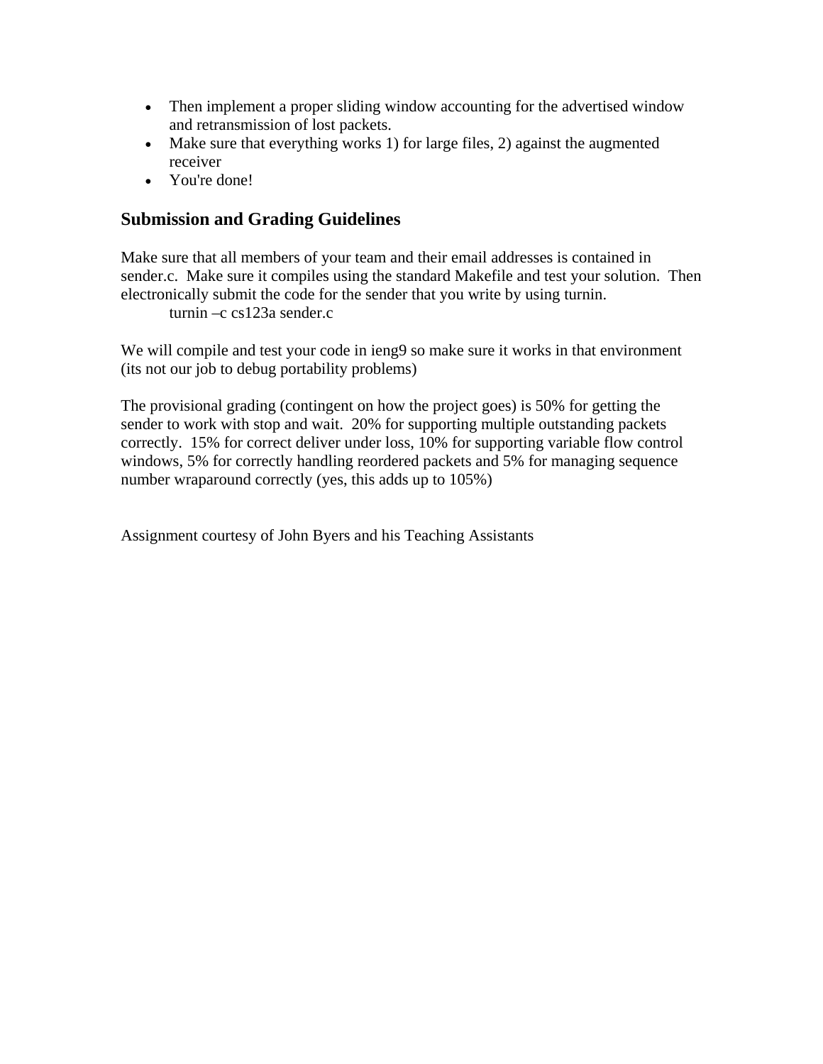- Then implement a proper sliding window accounting for the advertised window and retransmission of lost packets.
- Make sure that everything works 1) for large files, 2) against the augmented receiver
- You're done!

## Submission and Grading Guidelines

Make sure that all members of your team and their email addresses is contained in sender.c. Make sure it compiles using the standard Makefile and test your solution. Then electronically submit the code for the sender that you write by using turnin.

```
turnin –c cs123a sender.c
```

We will compile and test your code in ieng9 so make sure it works in that environment (its not our job to debug portability problems)

The provisional grading (contingent on how the project goes) is 50% for getting the sender to work with stop and wait. 20% for supporting multiple outstanding packets correctly. 15% for correct deliver under loss, 10% for supporting variable flow control windows, 5% for correctly handling reordered packets and 5% for managing sequence number wraparound correctly (yes, this adds up to 105%)

Assignment courtesy of John Byers and his Teaching Assistants